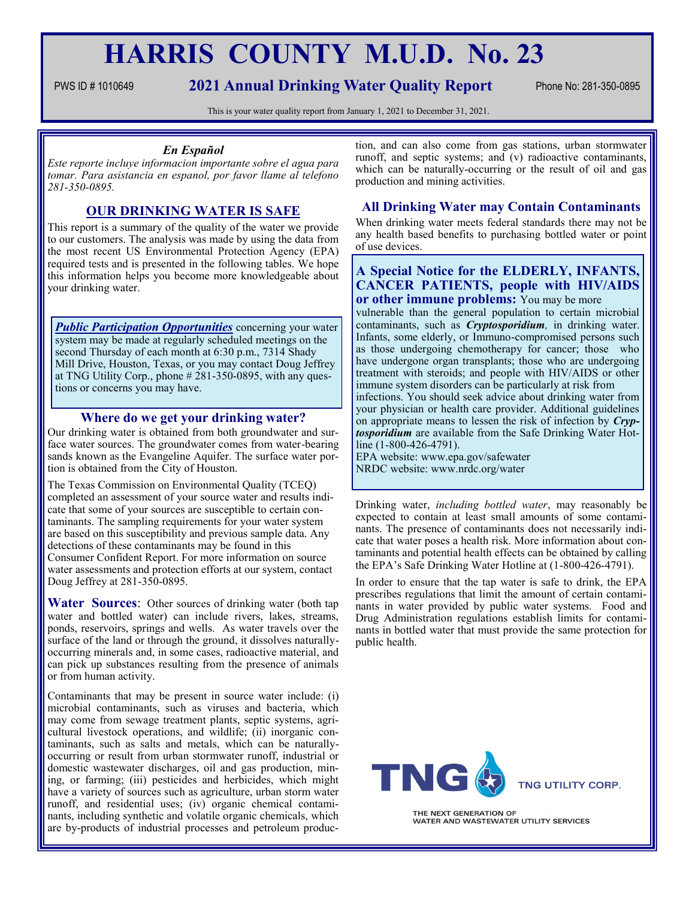# HARRIS COUNTY M.U.D. No. 23

PWS ID # 1010649

## 2021 Annual Drinking Water Quality Report

Phone No: 281-350-0895

This is your water quality report from January 1, 2021 to December 31, 2021.

### *En Español*

*Este reporte incluye informacion importante sobre el agua para tomar. Para asistencia en espanol, por favor llame al telefono 281-350-0895.*

### OUR DRINKING WATER IS SAFE

This report is a summary of the quality of the water we provide to our customers. The analysis was made by using the data from the most recent US Environmental Protection Agency (EPA) required tests and is presented in the following tables. We hope this information helps you become more knowledgeable about your drinking water.

***Public Participation Opportunities*** concerning your water system may be made at regularly scheduled meetings on the second Thursday of each month at 6:30 p.m., 7314 Shady Mill Drive, Houston, Texas, or you may contact Doug Jeffrey at TNG Utility Corp., phone # 281-350-0895, with any questions or concerns you may have.

### Where do we get your drinking water?

Our drinking water is obtained from both groundwater and surface water sources. The groundwater comes from water-bearing sands known as the Evangeline Aquifer. The surface water portion is obtained from the City of Houston.

The Texas Commission on Environmental Quality (TCEQ) completed an assessment of your source water and results indicate that some of your sources are susceptible to certain contaminants. The sampling requirements for your water system are based on this susceptibility and previous sample data. Any detections of these contaminants may be found in this Consumer Confident Report. For more information on source water assessments and protection efforts at our system, contact Doug Jeffrey at 281-350-0895.

**Water Sources**: Other sources of drinking water (both tap water and bottled water) can include rivers, lakes, streams, ponds, reservoirs, springs and wells. As water travels over the surface of the land or through the ground, it dissolves naturally-occurring minerals and, in some cases, radioactive material, and can pick up substances resulting from the presence of animals or from human activity.

Contaminants that may be present in source water include: (i) microbial contaminants, such as viruses and bacteria, which may come from sewage treatment plants, septic systems, agricultural livestock operations, and wildlife; (ii) inorganic contaminants, such as salts and metals, which can be naturally-occurring or result from urban stormwater runoff, industrial or domestic wastewater discharges, oil and gas production, mining, or farming; (iii) pesticides and herbicides, which might have a variety of sources such as agriculture, urban storm water runoff, and residential uses; (iv) organic chemical contaminants, including synthetic and volatile organic chemicals, which are by-products of industrial processes and petroleum production, and can also come from gas stations, urban stormwater runoff, and septic systems; and (v) radioactive contaminants, which can be naturally-occurring or the result of oil and gas production and mining activities.

### All Drinking Water may Contain Contaminants

When drinking water meets federal standards there may not be any health based benefits to purchasing bottled water or point of use devices.

**A Special Notice for the ELDERLY, INFANTS, CANCER PATIENTS, people with HIV/AIDS or other immune problems:** You may be more vulnerable than the general population to certain microbial contaminants, such as ***Cryptosporidium***, in drinking water. Infants, some elderly, or Immuno-compromised persons such as those undergoing chemotherapy for cancer; those who have undergone organ transplants; those who are undergoing treatment with steroids; and people with HIV/AIDS or other immune system disorders can be particularly at risk from infections. You should seek advice about drinking water from your physician or health care provider. Additional guidelines on appropriate means to lessen the risk of infection by ***Cryptosporidium*** are available from the Safe Drinking Water Hotline (1-800-426-4791).

EPA website: www.epa.gov/safewater
NRDC website: www.nrdc.org/water

Drinking water, *including bottled water*, may reasonably be expected to contain at least small amounts of some contaminants. The presence of contaminants does not necessarily indicate that water poses a health risk. More information about contaminants and potential health effects can be obtained by calling the EPA's Safe Drinking Water Hotline at (1-800-426-4791).

In order to ensure that the tap water is safe to drink, the EPA prescribes regulations that limit the amount of certain contaminants in water provided by public water systems. Food and Drug Administration regulations establish limits for contaminants in bottled water that must provide the same protection for public health.

TNG UTILITY CORP.

THE NEXT GENERATION OF WATER AND WASTEWATER UTILITY SERVICES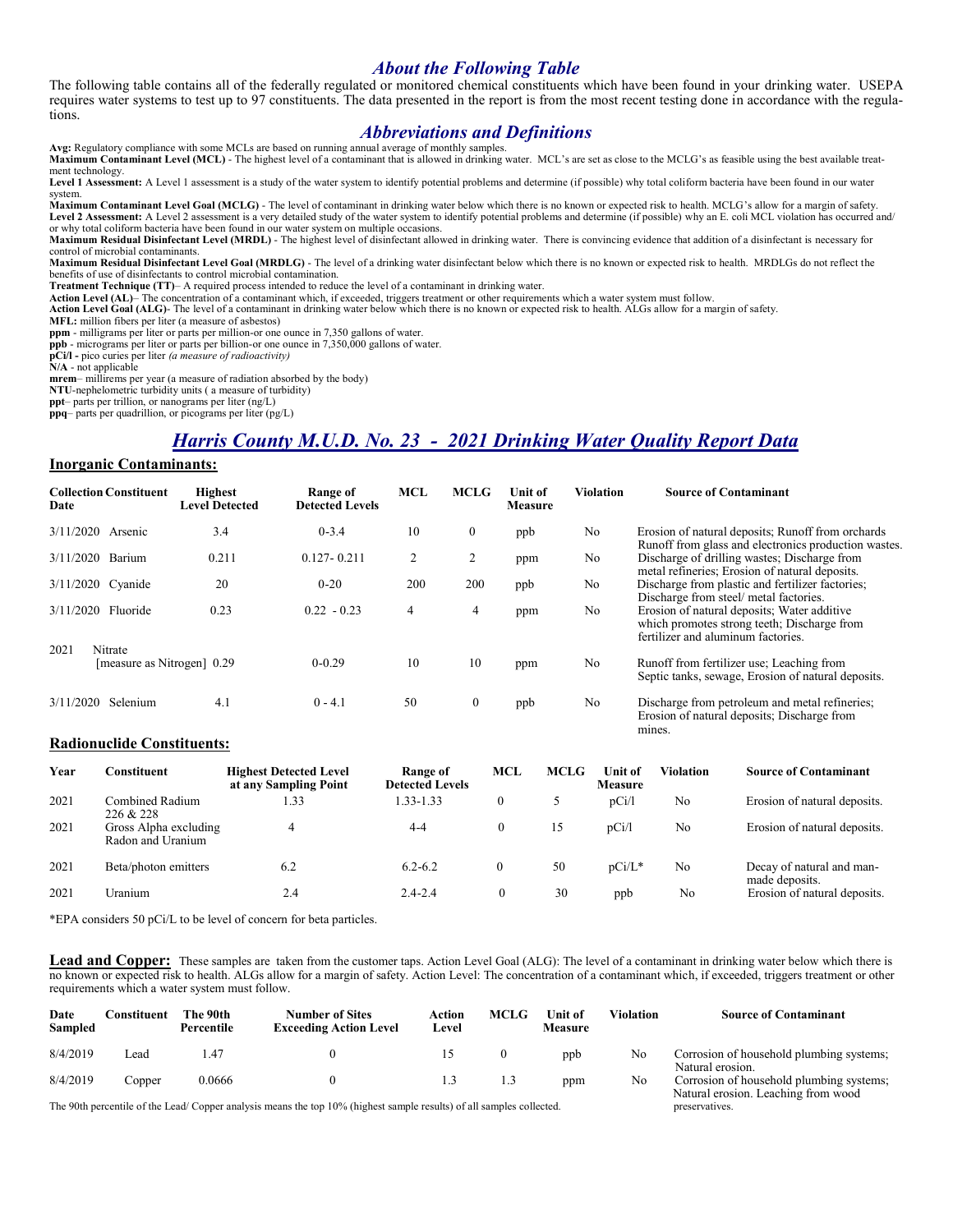## *About the Following Table*

The following table contains all of the federally regulated or monitored chemical constituents which have been found in your drinking water. USEPA requires water systems to test up to 97 constituents. The data presented in the report is from the most recent testing done in accordance with the regulations.

## *Abbreviations and Definitions*

**Avg:** Regulatory compliance with some MCLs are based on running annual average of monthly samples.
**Maximum Contaminant Level (MCL)** - The highest level of a contaminant that is allowed in drinking water. MCL's are set as close to the MCLG's as feasible using the best available treatment technology.
**Level 1 Assessment:** A Level 1 assessment is a study of the water system to identify potential problems and determine (if possible) why total coliform bacteria have been found in our water system.
**Maximum Contaminant Level Goal (MCLG)** - The level of contaminant in drinking water below which there is no known or expected risk to health. MCLG's allow for a margin of safety.
**Level 2 Assessment:** A Level 2 assessment is a very detailed study of the water system to identify potential problems and determine (if possible) why an E. coli MCL violation has occurred and/or why total coliform bacteria have been found in our water system on multiple occasions.
**Maximum Residual Disinfectant Level (MRDL)** - The highest level of disinfectant allowed in drinking water. There is convincing evidence that addition of a disinfectant is necessary for control of microbial contaminants.
**Maximum Residual Disinfectant Level Goal (MRDLG)** - The level of a drinking water disinfectant below which there is no known or expected risk to health. MRDLGs do not reflect the benefits of use of disinfectants to control microbial contamination.
**Treatment Technique (TT)**– A required process intended to reduce the level of a contaminant in drinking water.
**Action Level (AL)**– The concentration of a contaminant which, if exceeded, triggers treatment or other requirements which a water system must follow.
**Action Level Goal (ALG)**- The level of a contaminant in drinking water below which there is no known or expected risk to health. ALGs allow for a margin of safety.
**MFL:** million fibers per liter (a measure of asbestos)
**ppm** - milligrams per liter or parts per million-or one ounce in 7,350 gallons of water.
**ppb** - micrograms per liter or parts per billion-or one ounce in 7,350,000 gallons of water.
**pCi/l -** pico curies per liter *(a measure of radioactivity)*
**N/A** - not applicable
**mrem**– millirems per year (a measure of radiation absorbed by the body)
**NTU**-nephelometric turbidity units ( a measure of turbidity)
**ppt**– parts per trillion, or nanograms per liter (ng/L)
**ppq**– parts per quadrillion, or picograms per liter (pg/L)

## *Harris County M.U.D. No. 23 - 2021 Drinking Water Quality Report Data*

### Inorganic Contaminants:

| Collection Date | Constituent | Highest Level Detected | Range of Detected Levels | MCL | MCLG | Unit of Measure | Violation | Source of Contaminant |
|---|---|---|---|---|---|---|---|---|
| 3/11/2020 | Arsenic | 3.4 | 0-3.4 | 10 | 0 | ppb | No | Erosion of natural deposits; Runoff from orchards Runoff from glass and electronics production wastes. |
| 3/11/2020 | Barium | 0.211 | 0.127- 0.211 | 2 | 2 | ppm | No | Discharge of drilling wastes; Discharge from metal refineries; Erosion of natural deposits. |
| 3/11/2020 | Cyanide | 20 | 0-20 | 200 | 200 | ppb | No | Discharge from plastic and fertilizer factories; Discharge from steel/ metal factories. |
| 3/11/2020 | Fluoride | 0.23 | 0.22 - 0.23 | 4 | 4 | ppm | No | Erosion of natural deposits; Water additive which promotes strong teeth; Discharge from fertilizer and aluminum factories. |
| 2021 | Nitrate [measure as Nitrogen] | 0.29 | 0-0.29 | 10 | 10 | ppm | No | Runoff from fertilizer use; Leaching from Septic tanks, sewage, Erosion of natural deposits. |
| 3/11/2020 | Selenium | 4.1 | 0 - 4.1 | 50 | 0 | ppb | No | Discharge from petroleum and metal refineries; Erosion of natural deposits; Discharge from mines. |

### Radionuclide Constituents:

| Year | Constituent | Highest Detected Level at any Sampling Point | Range of Detected Levels | MCL | MCLG | Unit of Measure | Violation | Source of Contaminant |
|---|---|---|---|---|---|---|---|---|
| 2021 | Combined Radium 226 & 228 | 1.33 | 1.33-1.33 | 0 | 5 | pCi/l | No | Erosion of natural deposits. |
| 2021 | Gross Alpha excluding Radon and Uranium | 4 | 4-4 | 0 | 15 | pCi/l | No | Erosion of natural deposits. |
| 2021 | Beta/photon emitters | 6.2 | 6.2-6.2 | 0 | 50 | pCi/L* | No | Decay of natural and man-made deposits. |
| 2021 | Uranium | 2.4 | 2.4-2.4 | 0 | 30 | ppb | No | Erosion of natural deposits. |

*EPA considers 50 pCi/L to be level of concern for beta particles.

**Lead and Copper:** These samples are taken from the customer taps. Action Level Goal (ALG): The level of a contaminant in drinking water below which there is no known or expected risk to health. ALGs allow for a margin of safety. Action Level: The concentration of a contaminant which, if exceeded, triggers treatment or other requirements which a water system must follow.

| Date Sampled | Constituent | The 90th Percentile | Number of Sites Exceeding Action Level | Action Level | MCLG | Unit of Measure | Violation | Source of Contaminant |
|---|---|---|---|---|---|---|---|---|
| 8/4/2019 | Lead | 1.47 | 0 | 15 | 0 | ppb | No | Corrosion of household plumbing systems; Natural erosion. |
| 8/4/2019 | Copper | 0.0666 | 0 | 1.3 | 1.3 | ppm | No | Corrosion of household plumbing systems; Natural erosion. Leaching from wood preservatives. |

The 90th percentile of the Lead/ Copper analysis means the top 10% (highest sample results) of all samples collected.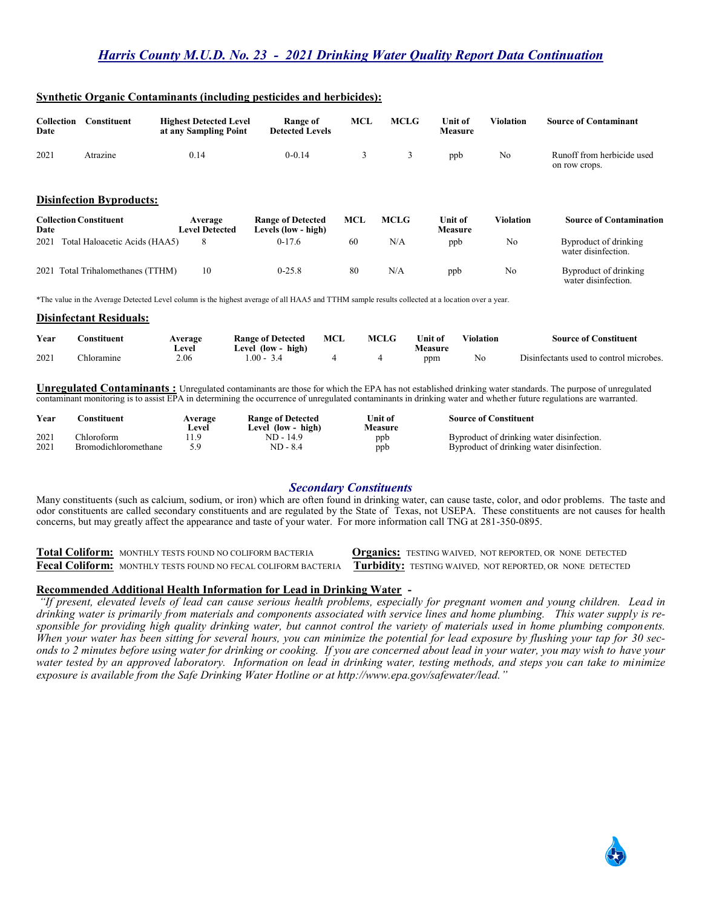## Harris County M.U.D. No. 23 - 2021 Drinking Water Quality Report Data Continuation

### Synthetic Organic Contaminants (including pesticides and herbicides):

| Collection Date | Constituent | Highest Detected Level at any Sampling Point | Range of Detected Levels | MCL | MCLG | Unit of Measure | Violation | Source of Contaminant |
|---|---|---|---|---|---|---|---|---|
| 2021 | Atrazine | 0.14 | 0-0.14 | 3 | 3 | ppb | No | Runoff from herbicide used on row crops. |

### Disinfection Byproducts:

| Collection Date | Constituent | Average Level Detected | Range of Detected Levels (low - high) | MCL | MCLG | Unit of Measure | Violation | Source of Contamination |
|---|---|---|---|---|---|---|---|---|
| 2021 | Total Haloacetic Acids (HAA5) | 8 | 0-17.6 | 60 | N/A | ppb | No | Byproduct of drinking water disinfection. |
| 2021 | Total Trihalomethanes (TTHM) | 10 | 0-25.8 | 80 | N/A | ppb | No | Byproduct of drinking water disinfection. |

*The value in the Average Detected Level column is the highest average of all HAA5 and TTHM sample results collected at a location over a year.

### Disinfectant Residuals:

| Year | Constituent | Average Level | Range of Detected Level (low - high) | MCL | MCLG | Unit of Measure | Violation | Source of Constituent |
|---|---|---|---|---|---|---|---|---|
| 2021 | Chloramine | 2.06 | 1.00 - 3.4 | 4 | 4 | ppm | No | Disinfectants used to control microbes. |

**Unregulated Contaminants :** Unregulated contaminants are those for which the EPA has not established drinking water standards. The purpose of unregulated contaminant monitoring is to assist EPA in determining the occurrence of unregulated contaminants in drinking water and whether future regulations are warranted.

| Year | Constituent | Average Level | Range of Detected Level (low - high) | Unit of Measure | Source of Constituent |
|---|---|---|---|---|---|
| 2021 | Chloroform | 11.9 | ND - 14.9 | ppb | Byproduct of drinking water disinfection. |
| 2021 | Bromodichloromethane | 5.9 | ND - 8.4 | ppb | Byproduct of drinking water disinfection. |

### *Secondary Constituents*

Many constituents (such as calcium, sodium, or iron) which are often found in drinking water, can cause taste, color, and odor problems. The taste and odor constituents are called secondary constituents and are regulated by the State of Texas, not USEPA. These constituents are not causes for health concerns, but may greatly affect the appearance and taste of your water. For more information call TNG at 281-350-0895.

**Total Coliform:** MONTHLY TESTS FOUND NO COLIFORM BACTERIA

**Fecal Coliform:** MONTHLY TESTS FOUND NO FECAL COLIFORM BACTERIA

**Organics:** TESTING WAIVED, NOT REPORTED, OR NONE DETECTED

**Turbidity:** TESTING WAIVED, NOT REPORTED, OR NONE DETECTED

### Recommended Additional Health Information for Lead in Drinking Water -

*"If present, elevated levels of lead can cause serious health problems, especially for pregnant women and young children. Lead in drinking water is primarily from materials and components associated with service lines and home plumbing. This water supply is responsible for providing high quality drinking water, but cannot control the variety of materials used in home plumbing components. When your water has been sitting for several hours, you can minimize the potential for lead exposure by flushing your tap for 30 seconds to 2 minutes before using water for drinking or cooking. If you are concerned about lead in your water, you may wish to have your water tested by an approved laboratory. Information on lead in drinking water, testing methods, and steps you can take to minimize exposure is available from the Safe Drinking Water Hotline or at http://www.epa.gov/safewater/lead."*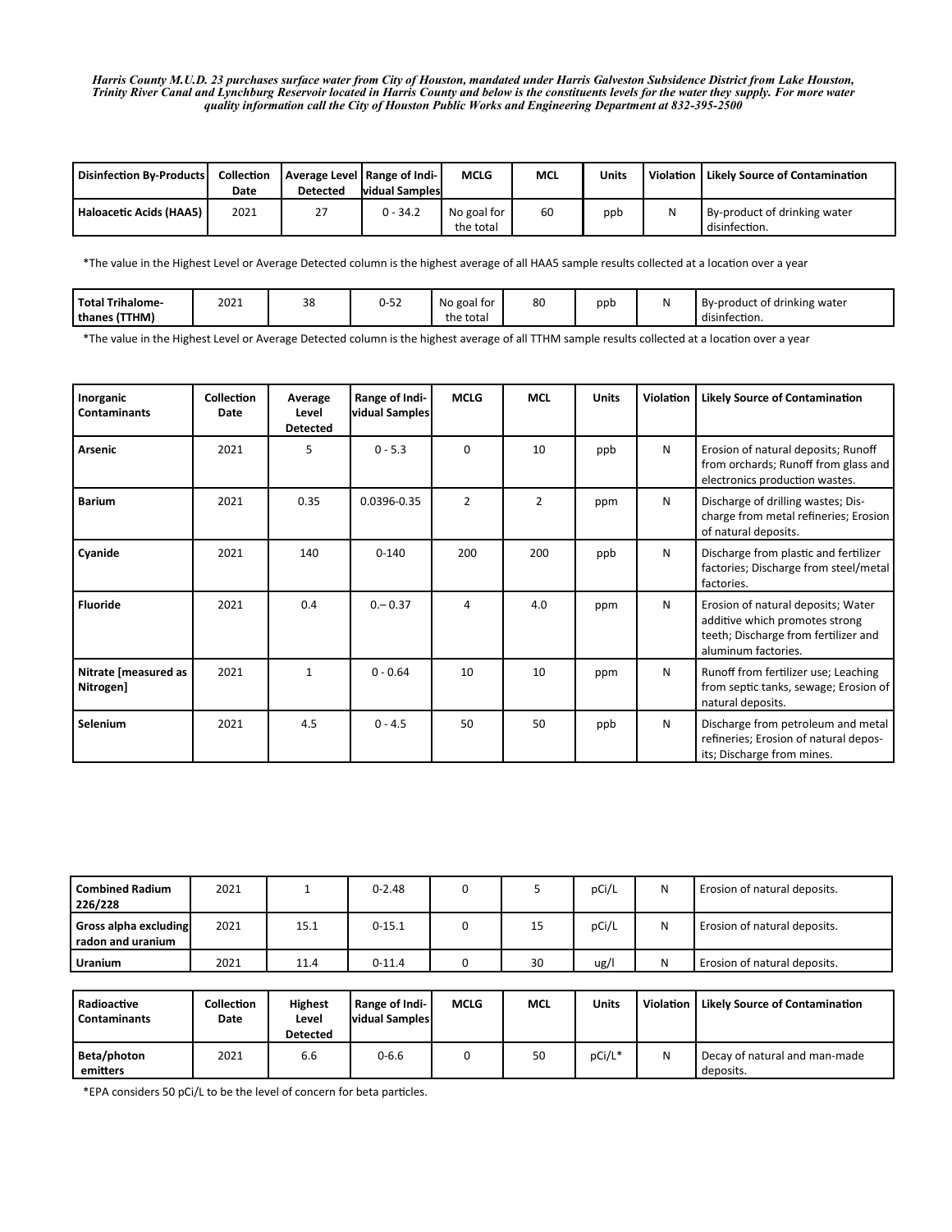*Harris County M.U.D. 23 purchases surface water from City of Houston, mandated under Harris Galveston Subsidence District from Lake Houston, Trinity River Canal and Lynchburg Reservoir located in Harris County and below is the constituents levels for the water they supply. For more water quality information call the City of Houston Public Works and Engineering Department at 832-395-2500*

| Disinfection By-Products | Collection Date | Average Level Detected | Range of Individual Samples | MCLG | MCL | Units | Violation | Likely Source of Contamination |
|---|---|---|---|---|---|---|---|---|
| Haloacetic Acids (HAA5) | 2021 | 27 | 0 - 34.2 | No goal for the total | 60 | ppb | N | By-product of drinking water disinfection. |

*The value in the Highest Level or Average Detected column is the highest average of all HAA5 sample results collected at a location over a year

| Total Trihalomethanes (TTHM) | 2021 | 38 | 0-52 | No goal for the total | 80 | ppb | N | By-product of drinking water disinfection. |
|---|---|---|---|---|---|---|---|---|

*The value in the Highest Level or Average Detected column is the highest average of all TTHM sample results collected at a location over a year

| Inorganic Contaminants | Collection Date | Average Level Detected | Range of Individual Samples | MCLG | MCL | Units | Violation | Likely Source of Contamination |
|---|---|---|---|---|---|---|---|---|
| Arsenic | 2021 | 5 | 0 - 5.3 | 0 | 10 | ppb | N | Erosion of natural deposits; Runoff from orchards; Runoff from glass and electronics production wastes. |
| Barium | 2021 | 0.35 | 0.0396-0.35 | 2 | 2 | ppm | N | Discharge of drilling wastes; Discharge from metal refineries; Erosion of natural deposits. |
| Cyanide | 2021 | 140 | 0-140 | 200 | 200 | ppb | N | Discharge from plastic and fertilizer factories; Discharge from steel/metal factories. |
| Fluoride | 2021 | 0.4 | 0.– 0.37 | 4 | 4.0 | ppm | N | Erosion of natural deposits; Water additive which promotes strong teeth; Discharge from fertilizer and aluminum factories. |
| Nitrate [measured as Nitrogen] | 2021 | 1 | 0 - 0.64 | 10 | 10 | ppm | N | Runoff from fertilizer use; Leaching from septic tanks, sewage; Erosion of natural deposits. |
| Selenium | 2021 | 4.5 | 0 - 4.5 | 50 | 50 | ppb | N | Discharge from petroleum and metal refineries; Erosion of natural deposits; Discharge from mines. |

| Combined Radium 226/228 | 2021 | 1 | 0-2.48 | 0 | 5 | pCi/L | N | Erosion of natural deposits. |
|---|---|---|---|---|---|---|---|---|
| Gross alpha excluding radon and uranium | 2021 | 15.1 | 0-15.1 | 0 | 15 | pCi/L | N | Erosion of natural deposits. |
| Uranium | 2021 | 11.4 | 0-11.4 | 0 | 30 | ug/l | N | Erosion of natural deposits. |

| Radioactive Contaminants | Collection Date | Highest Level Detected | Range of Individual Samples | MCLG | MCL | Units | Violation | Likely Source of Contamination |
|---|---|---|---|---|---|---|---|---|
| Beta/photon emitters | 2021 | 6.6 | 0-6.6 | 0 | 50 | pCi/L* | N | Decay of natural and man-made deposits. |

*EPA considers 50 pCi/L to be the level of concern for beta particles.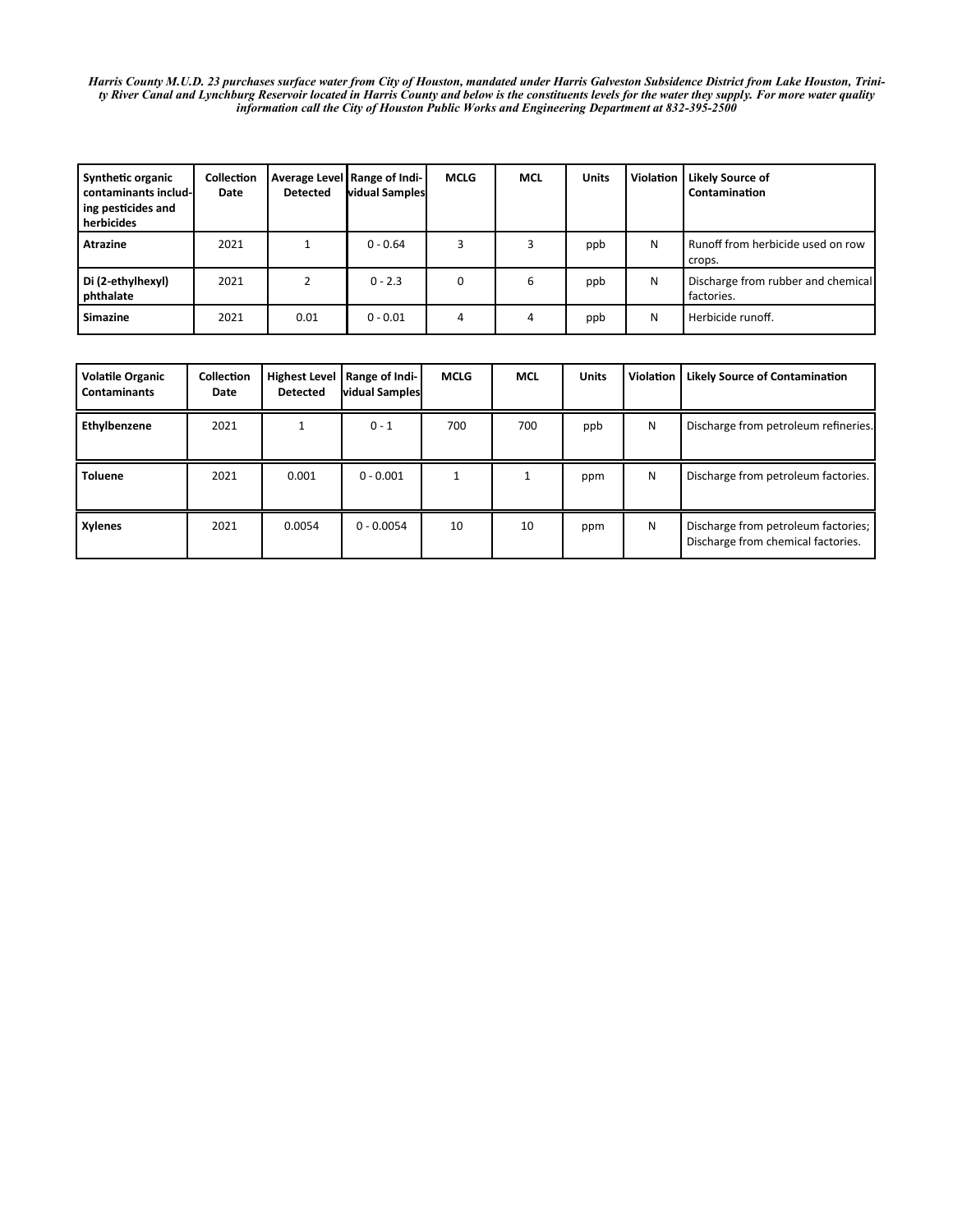*Harris County M.U.D. 23 purchases surface water from City of Houston, mandated under Harris Galveston Subsidence District from Lake Houston, Trinity River Canal and Lynchburg Reservoir located in Harris County and below is the constituents levels for the water they supply. For more water quality information call the City of Houston Public Works and Engineering Department at 832-395-2500*

| Synthetic organic contaminants including pesticides and herbicides | Collection Date | Average Level Detected | Range of Individual Samples | MCLG | MCL | Units | Violation | Likely Source of Contamination |
|---|---|---|---|---|---|---|---|---|
| **Atrazine** | 2021 | 1 | 0 - 0.64 | 3 | 3 | ppb | N | Runoff from herbicide used on row crops. |
| **Di (2-ethylhexyl) phthalate** | 2021 | 2 | 0 - 2.3 | 0 | 6 | ppb | N | Discharge from rubber and chemical factories. |
| **Simazine** | 2021 | 0.01 | 0 - 0.01 | 4 | 4 | ppb | N | Herbicide runoff. |

| Volatile Organic Contaminants | Collection Date | Highest Level Detected | Range of Individual Samples | MCLG | MCL | Units | Violation | Likely Source of Contamination |
|---|---|---|---|---|---|---|---|---|
| **Ethylbenzene** | 2021 | 1 | 0 - 1 | 700 | 700 | ppb | N | Discharge from petroleum refineries. |
| **Toluene** | 2021 | 0.001 | 0 - 0.001 | 1 | 1 | ppm | N | Discharge from petroleum factories. |
| **Xylenes** | 2021 | 0.0054 | 0 - 0.0054 | 10 | 10 | ppm | N | Discharge from petroleum factories; Discharge from chemical factories. |